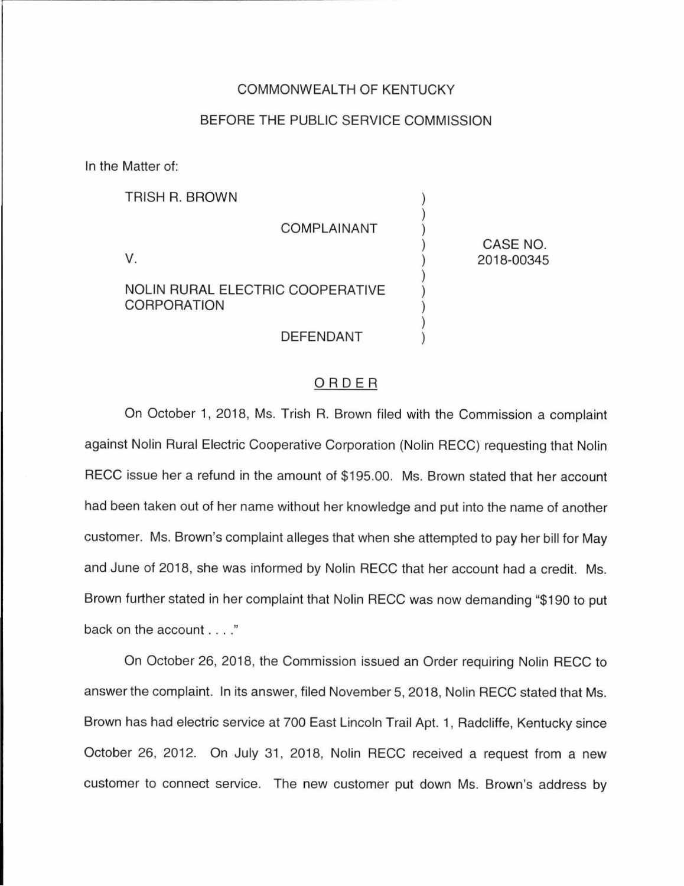COMMONWEALTH OF KENTUCKY

BEFORE THE PUBLIC SERVICE COMMISSION

In the Matter of:

| | | |
|---|---|---|
| TRISH R. BROWN<br><br>COMPLAINANT<br><br>V.<br><br>NOLIN RURAL ELECTRIC COOPERATIVE CORPORATION<br><br>DEFENDANT | ) | CASE NO. 2018-00345 |

## ORDER

On October 1, 2018, Ms. Trish R. Brown filed with the Commission a complaint against Nolin Rural Electric Cooperative Corporation (Nolin RECC) requesting that Nolin RECC issue her a refund in the amount of $195.00. Ms. Brown stated that her account had been taken out of her name without her knowledge and put into the name of another customer. Ms. Brown's complaint alleges that when she attempted to pay her bill for May and June of 2018, she was informed by Nolin RECC that her account had a credit. Ms. Brown further stated in her complaint that Nolin RECC was now demanding "$190 to put back on the account . . . ."

On October 26, 2018, the Commission issued an Order requiring Nolin RECC to answer the complaint. In its answer, filed November 5, 2018, Nolin RECC stated that Ms. Brown has had electric service at 700 East Lincoln Trail Apt. 1, Radcliffe, Kentucky since October 26, 2012. On July 31, 2018, Nolin RECC received a request from a new customer to connect service. The new customer put down Ms. Brown's address by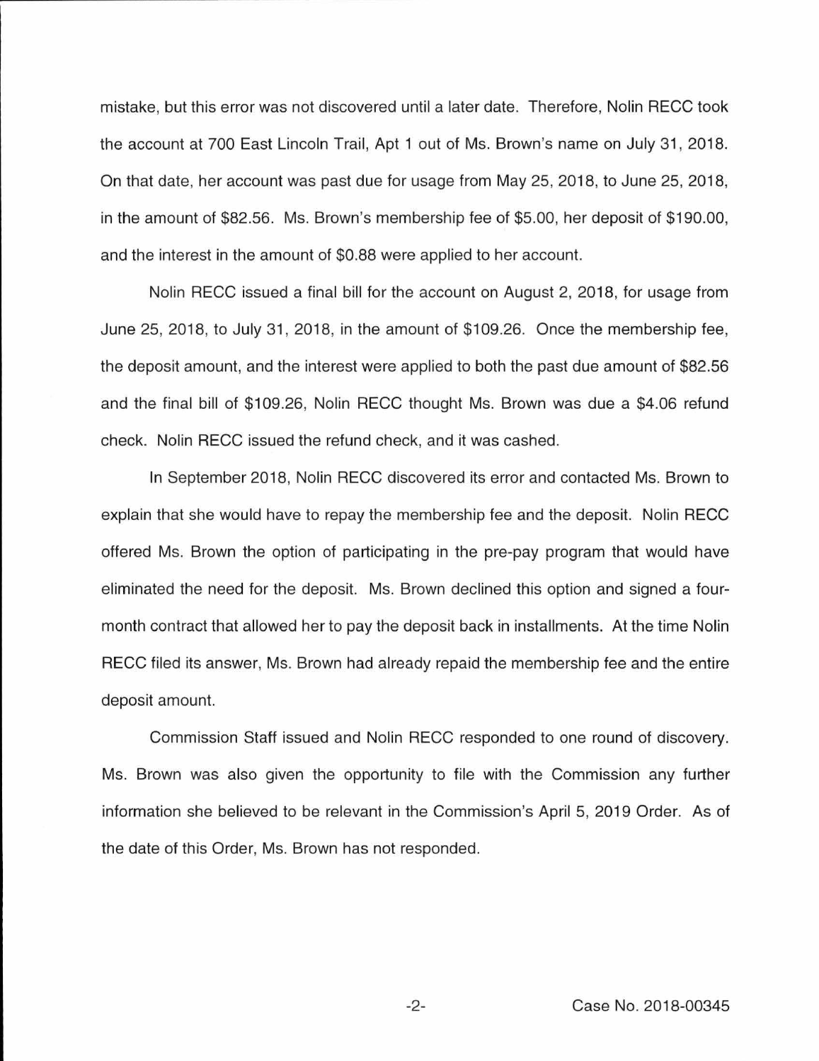mistake, but this error was not discovered until a later date. Therefore, Nolin RECC took the account at 700 East Lincoln Trail, Apt 1 out of Ms. Brown's name on July 31, 2018. On that date, her account was past due for usage from May 25, 2018, to June 25, 2018, in the amount of $82.56. Ms. Brown's membership fee of $5.00, her deposit of $190.00, and the interest in the amount of $0.88 were applied to her account.

Nolin RECC issued a final bill for the account on August 2, 2018, for usage from June 25, 2018, to July 31, 2018, in the amount of $109.26. Once the membership fee, the deposit amount, and the interest were applied to both the past due amount of $82.56 and the final bill of $109.26, Nolin RECC thought Ms. Brown was due a $4.06 refund check. Nolin RECC issued the refund check, and it was cashed.

In September 2018, Nolin RECC discovered its error and contacted Ms. Brown to explain that she would have to repay the membership fee and the deposit. Nolin RECC offered Ms. Brown the option of participating in the pre-pay program that would have eliminated the need for the deposit. Ms. Brown declined this option and signed a four-month contract that allowed her to pay the deposit back in installments. At the time Nolin RECC filed its answer, Ms. Brown had already repaid the membership fee and the entire deposit amount.

Commission Staff issued and Nolin RECC responded to one round of discovery. Ms. Brown was also given the opportunity to file with the Commission any further information she believed to be relevant in the Commission's April 5, 2019 Order. As of the date of this Order, Ms. Brown has not responded.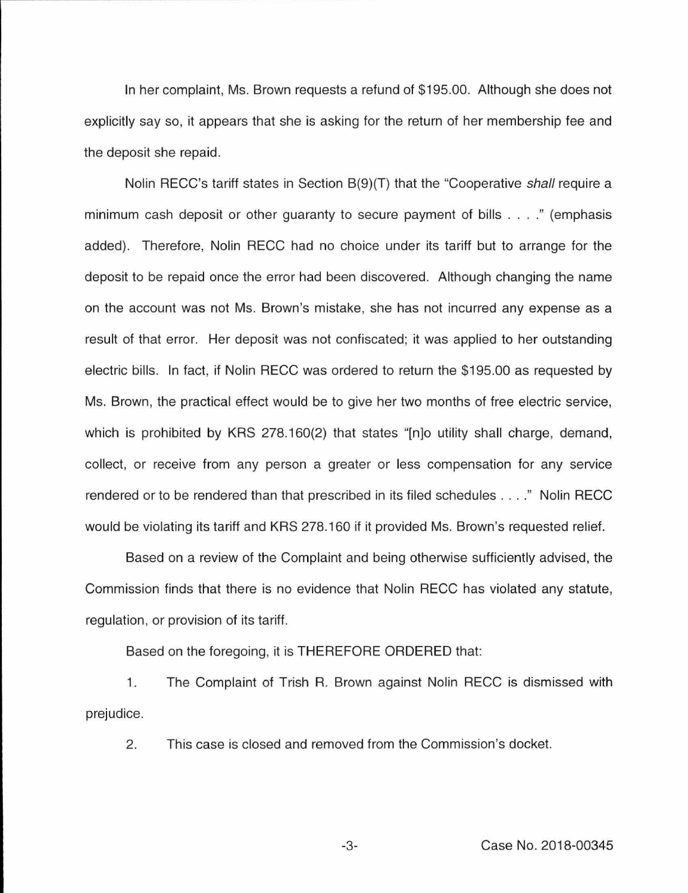In her complaint, Ms. Brown requests a refund of $195.00. Although she does not explicitly say so, it appears that she is asking for the return of her membership fee and the deposit she repaid.

Nolin RECC's tariff states in Section B(9)(T) that the "Cooperative *shall* require a minimum cash deposit or other guaranty to secure payment of bills . . . ." (emphasis added). Therefore, Nolin RECC had no choice under its tariff but to arrange for the deposit to be repaid once the error had been discovered. Although changing the name on the account was not Ms. Brown's mistake, she has not incurred any expense as a result of that error. Her deposit was not confiscated; it was applied to her outstanding electric bills. In fact, if Nolin RECC was ordered to return the $195.00 as requested by Ms. Brown, the practical effect would be to give her two months of free electric service, which is prohibited by KRS 278.160(2) that states "[n]o utility shall charge, demand, collect, or receive from any person a greater or less compensation for any service rendered or to be rendered than that prescribed in its filed schedules . . . ." Nolin RECC would be violating its tariff and KRS 278.160 if it provided Ms. Brown's requested relief.

Based on a review of the Complaint and being otherwise sufficiently advised, the Commission finds that there is no evidence that Nolin RECC has violated any statute, regulation, or provision of its tariff.

Based on the foregoing, it is THEREFORE ORDERED that:

1. The Complaint of Trish R. Brown against Nolin RECC is dismissed with prejudice.

2. This case is closed and removed from the Commission's docket.

Case No. 2018-00345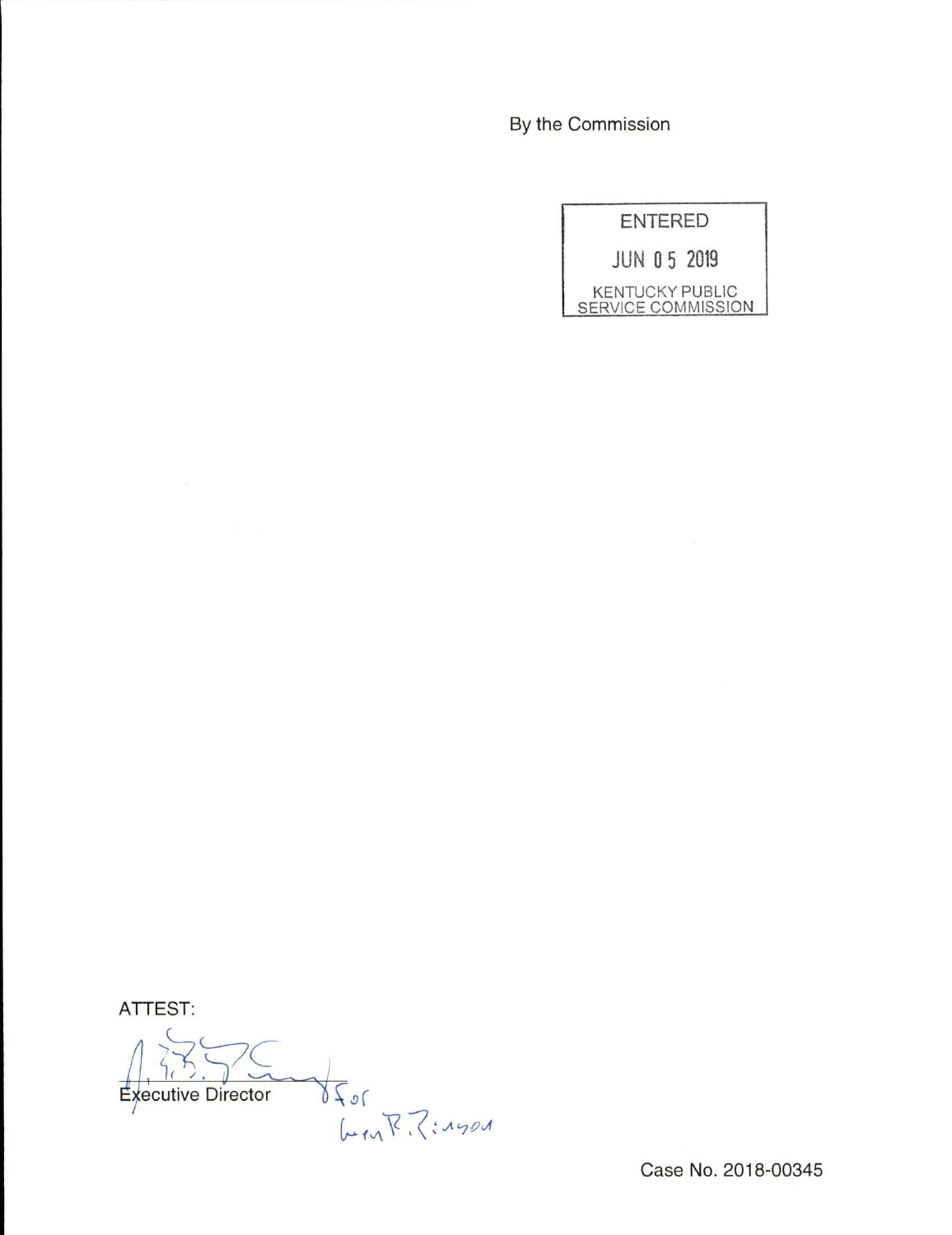By the Commission

ENTERED

JUN 05 2019

KENTUCKY PUBLIC SERVICE COMMISSION

ATTEST:

Executive Director

Case No. 2018-00345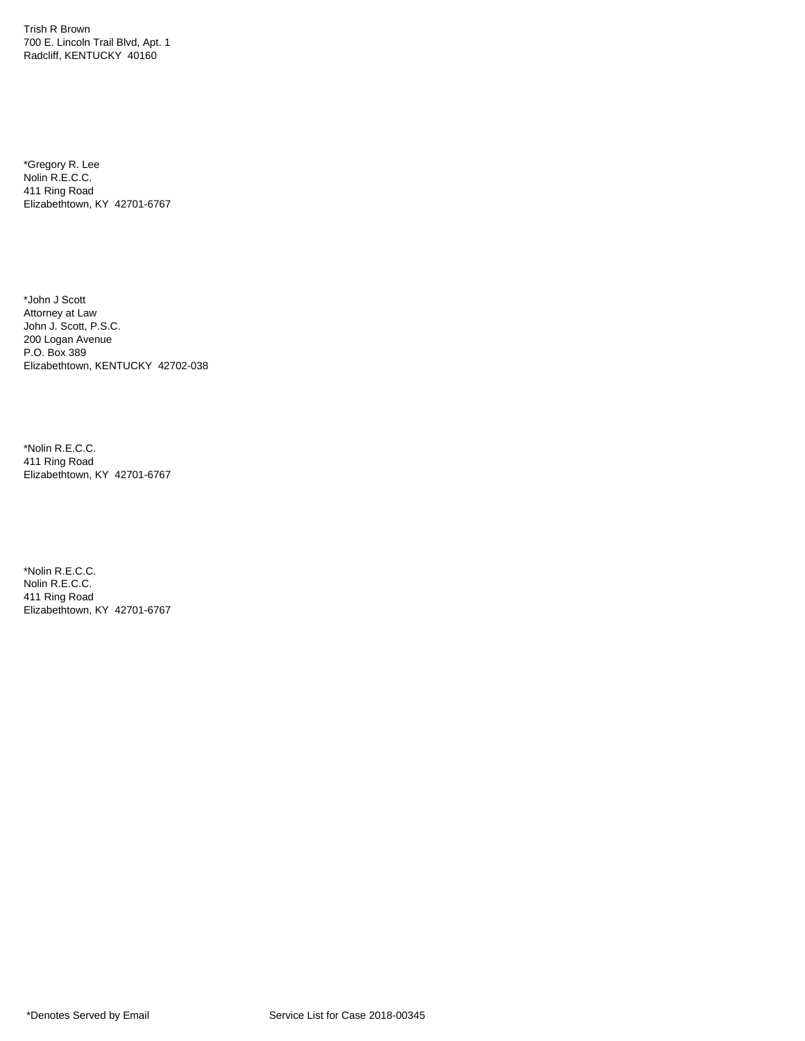Trish R Brown
700 E. Lincoln Trail Blvd, Apt. 1
Radcliff, KENTUCKY  40160

*Gregory R. Lee
Nolin R.E.C.C.
411 Ring Road
Elizabethtown, KY  42701-6767

*John J Scott
Attorney at Law
John J. Scott, P.S.C.
200 Logan Avenue
P.O. Box 389
Elizabethtown, KENTUCKY  42702-038

*Nolin R.E.C.C.
411 Ring Road
Elizabethtown, KY  42701-6767

*Nolin R.E.C.C.
Nolin R.E.C.C.
411 Ring Road
Elizabethtown, KY  42701-6767

*Denotes Served by Email

Service List for Case 2018-00345